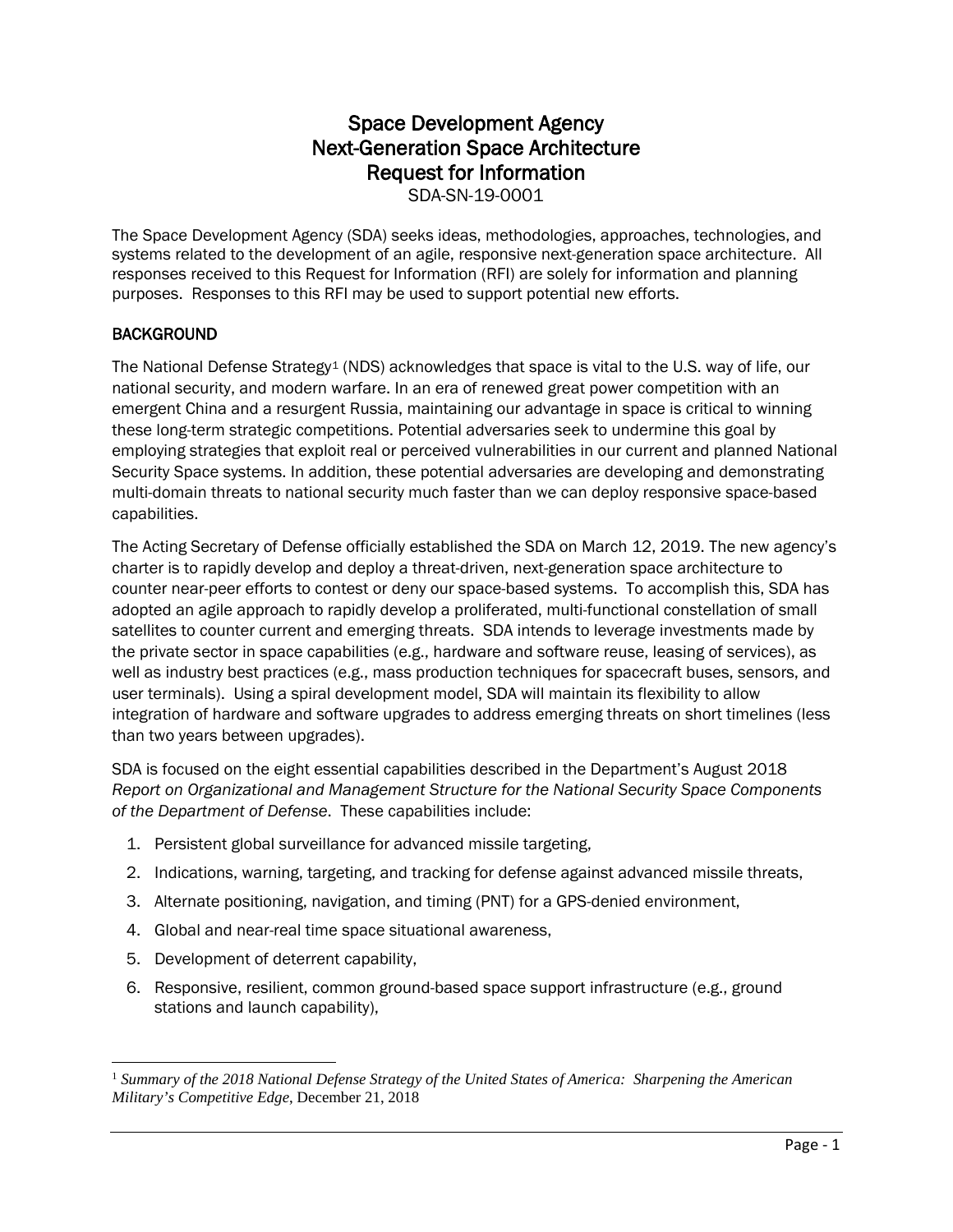# Space Development Agency
# Next-Generation Space Architecture
# Request for Information

SDA-SN-19-0001

The Space Development Agency (SDA) seeks ideas, methodologies, approaches, technologies, and systems related to the development of an agile, responsive next-generation space architecture. All responses received to this Request for Information (RFI) are solely for information and planning purposes. Responses to this RFI may be used to support potential new efforts.

## BACKGROUND

The National Defense Strategy[1] (NDS) acknowledges that space is vital to the U.S. way of life, our national security, and modern warfare. In an era of renewed great power competition with an emergent China and a resurgent Russia, maintaining our advantage in space is critical to winning these long-term strategic competitions. Potential adversaries seek to undermine this goal by employing strategies that exploit real or perceived vulnerabilities in our current and planned National Security Space systems. In addition, these potential adversaries are developing and demonstrating multi-domain threats to national security much faster than we can deploy responsive space-based capabilities.

The Acting Secretary of Defense officially established the SDA on March 12, 2019. The new agency's charter is to rapidly develop and deploy a threat-driven, next-generation space architecture to counter near-peer efforts to contest or deny our space-based systems. To accomplish this, SDA has adopted an agile approach to rapidly develop a proliferated, multi-functional constellation of small satellites to counter current and emerging threats. SDA intends to leverage investments made by the private sector in space capabilities (e.g., hardware and software reuse, leasing of services), as well as industry best practices (e.g., mass production techniques for spacecraft buses, sensors, and user terminals). Using a spiral development model, SDA will maintain its flexibility to allow integration of hardware and software upgrades to address emerging threats on short timelines (less than two years between upgrades).

SDA is focused on the eight essential capabilities described in the Department's August 2018 *Report on Organizational and Management Structure for the National Security Space Components of the Department of Defense*. These capabilities include:

1. Persistent global surveillance for advanced missile targeting,
2. Indications, warning, targeting, and tracking for defense against advanced missile threats,
3. Alternate positioning, navigation, and timing (PNT) for a GPS-denied environment,
4. Global and near-real time space situational awareness,
5. Development of deterrent capability,
6. Responsive, resilient, common ground-based space support infrastructure (e.g., ground stations and launch capability),

[1] *Summary of the 2018 National Defense Strategy of the United States of America: Sharpening the American Military's Competitive Edge*, December 21, 2018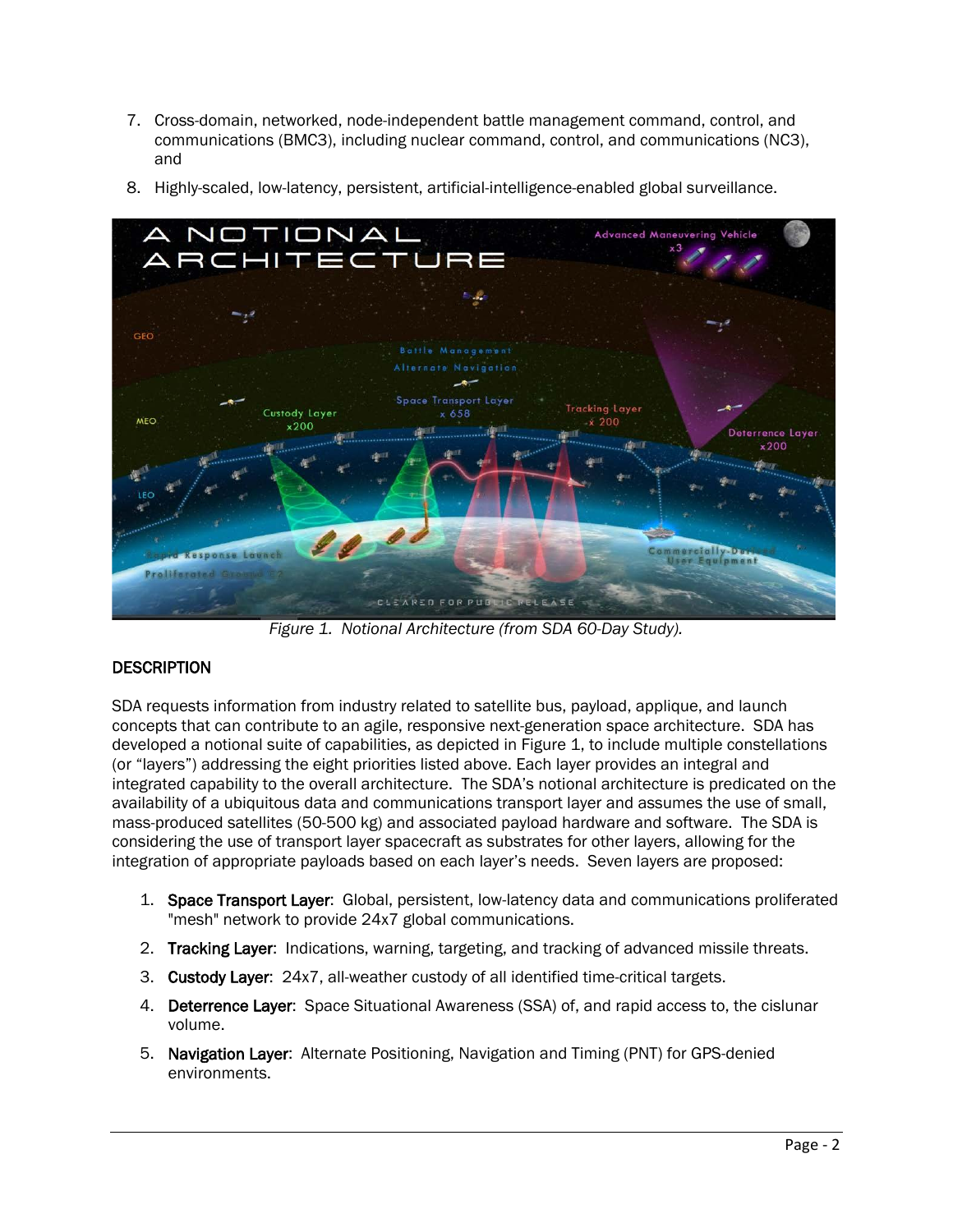7. Cross-domain, networked, node-independent battle management command, control, and communications (BMC3), including nuclear command, control, and communications (NC3), and
8. Highly-scaled, low-latency, persistent, artificial-intelligence-enabled global surveillance.

*Figure 1. Notional Architecture (from SDA 60-Day Study).*

## DESCRIPTION

SDA requests information from industry related to satellite bus, payload, applique, and launch concepts that can contribute to an agile, responsive next-generation space architecture. SDA has developed a notional suite of capabilities, as depicted in Figure 1, to include multiple constellations (or "layers") addressing the eight priorities listed above. Each layer provides an integral and integrated capability to the overall architecture. The SDA's notional architecture is predicated on the availability of a ubiquitous data and communications transport layer and assumes the use of small, mass-produced satellites (50-500 kg) and associated payload hardware and software. The SDA is considering the use of transport layer spacecraft as substrates for other layers, allowing for the integration of appropriate payloads based on each layer's needs. Seven layers are proposed:

1. **Space Transport Layer**: Global, persistent, low-latency data and communications proliferated "mesh" network to provide 24x7 global communications.
2. **Tracking Layer**: Indications, warning, targeting, and tracking of advanced missile threats.
3. **Custody Layer**: 24x7, all-weather custody of all identified time-critical targets.
4. **Deterrence Layer**: Space Situational Awareness (SSA) of, and rapid access to, the cislunar volume.
5. **Navigation Layer**: Alternate Positioning, Navigation and Timing (PNT) for GPS-denied environments.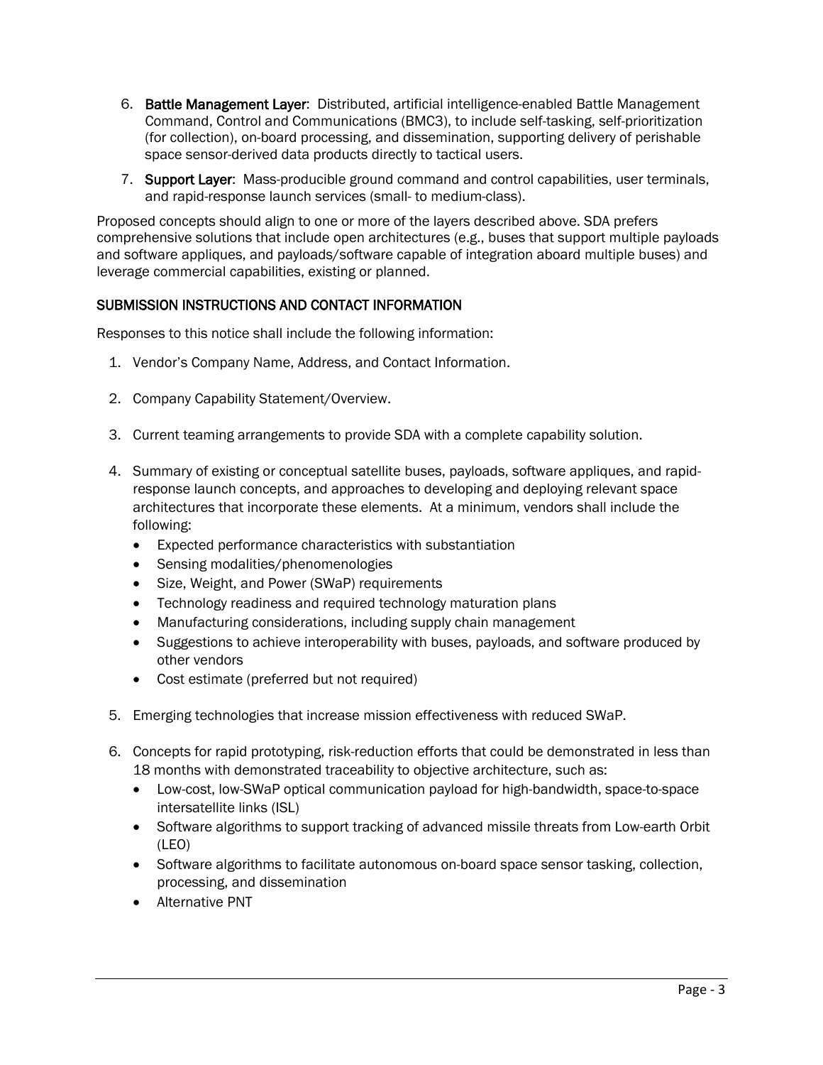6. **Battle Management Layer**: Distributed, artificial intelligence-enabled Battle Management Command, Control and Communications (BMC3), to include self-tasking, self-prioritization (for collection), on-board processing, and dissemination, supporting delivery of perishable space sensor-derived data products directly to tactical users.
7. **Support Layer**: Mass-producible ground command and control capabilities, user terminals, and rapid-response launch services (small- to medium-class).

Proposed concepts should align to one or more of the layers described above. SDA prefers comprehensive solutions that include open architectures (e.g., buses that support multiple payloads and software appliques, and payloads/software capable of integration aboard multiple buses) and leverage commercial capabilities, existing or planned.

## SUBMISSION INSTRUCTIONS AND CONTACT INFORMATION

Responses to this notice shall include the following information:

1. Vendor's Company Name, Address, and Contact Information.
2. Company Capability Statement/Overview.
3. Current teaming arrangements to provide SDA with a complete capability solution.
4. Summary of existing or conceptual satellite buses, payloads, software appliques, and rapid-response launch concepts, and approaches to developing and deploying relevant space architectures that incorporate these elements. At a minimum, vendors shall include the following:
   - Expected performance characteristics with substantiation
   - Sensing modalities/phenomenologies
   - Size, Weight, and Power (SWaP) requirements
   - Technology readiness and required technology maturation plans
   - Manufacturing considerations, including supply chain management
   - Suggestions to achieve interoperability with buses, payloads, and software produced by other vendors
   - Cost estimate (preferred but not required)
5. Emerging technologies that increase mission effectiveness with reduced SWaP.
6. Concepts for rapid prototyping, risk-reduction efforts that could be demonstrated in less than 18 months with demonstrated traceability to objective architecture, such as:
   - Low-cost, low-SWaP optical communication payload for high-bandwidth, space-to-space intersatellite links (ISL)
   - Software algorithms to support tracking of advanced missile threats from Low-earth Orbit (LEO)
   - Software algorithms to facilitate autonomous on-board space sensor tasking, collection, processing, and dissemination
   - Alternative PNT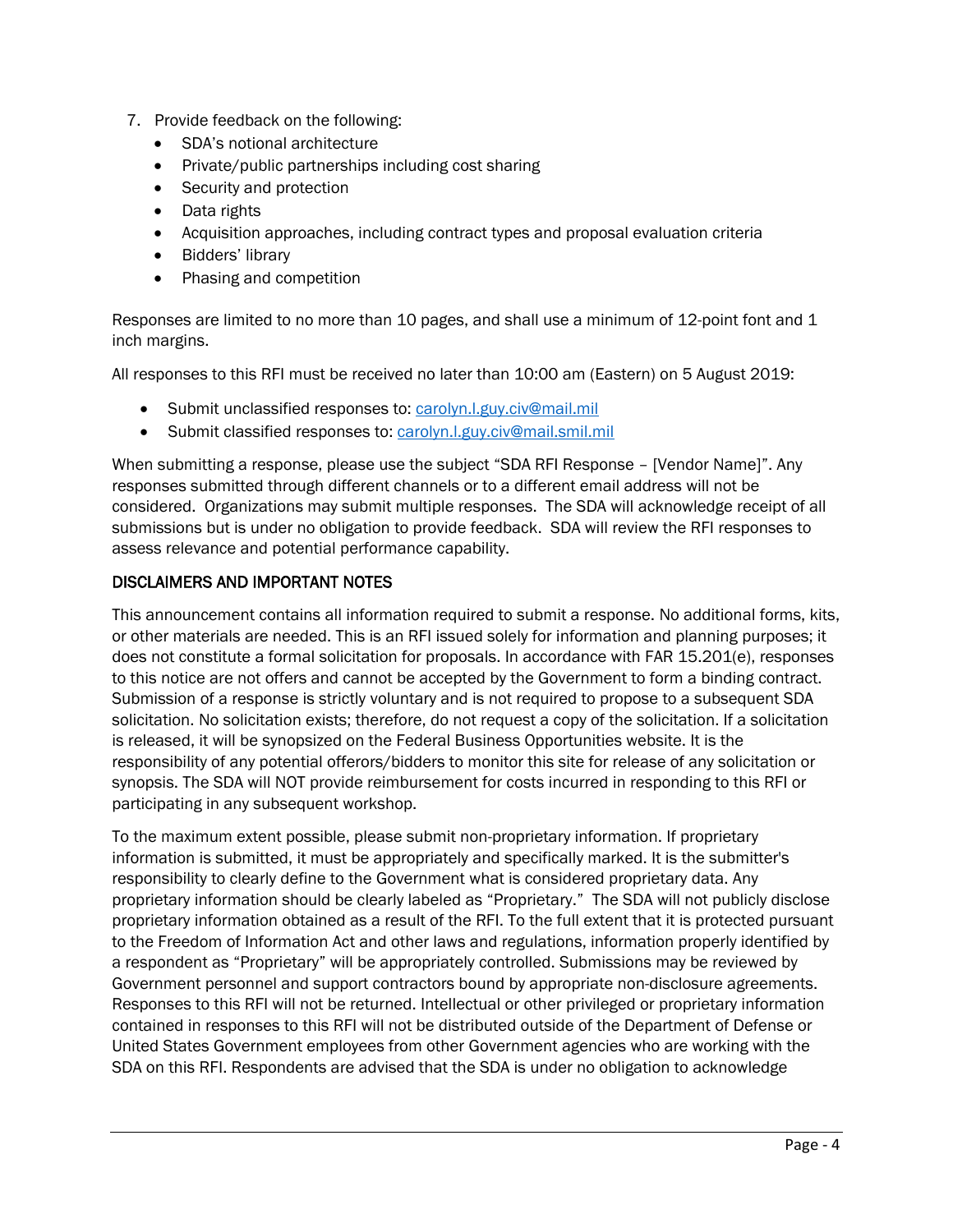7. Provide feedback on the following:
   - SDA's notional architecture
   - Private/public partnerships including cost sharing
   - Security and protection
   - Data rights
   - Acquisition approaches, including contract types and proposal evaluation criteria
   - Bidders' library
   - Phasing and competition

Responses are limited to no more than 10 pages, and shall use a minimum of 12-point font and 1 inch margins.

All responses to this RFI must be received no later than 10:00 am (Eastern) on 5 August 2019:

- Submit unclassified responses to: carolyn.l.guy.civ@mail.mil
- Submit classified responses to: carolyn.l.guy.civ@mail.smil.mil

When submitting a response, please use the subject "SDA RFI Response – [Vendor Name]". Any responses submitted through different channels or to a different email address will not be considered. Organizations may submit multiple responses. The SDA will acknowledge receipt of all submissions but is under no obligation to provide feedback. SDA will review the RFI responses to assess relevance and potential performance capability.

## DISCLAIMERS AND IMPORTANT NOTES

This announcement contains all information required to submit a response. No additional forms, kits, or other materials are needed. This is an RFI issued solely for information and planning purposes; it does not constitute a formal solicitation for proposals. In accordance with FAR 15.201(e), responses to this notice are not offers and cannot be accepted by the Government to form a binding contract. Submission of a response is strictly voluntary and is not required to propose to a subsequent SDA solicitation. No solicitation exists; therefore, do not request a copy of the solicitation. If a solicitation is released, it will be synopsized on the Federal Business Opportunities website. It is the responsibility of any potential offerors/bidders to monitor this site for release of any solicitation or synopsis. The SDA will NOT provide reimbursement for costs incurred in responding to this RFI or participating in any subsequent workshop.

To the maximum extent possible, please submit non-proprietary information. If proprietary information is submitted, it must be appropriately and specifically marked. It is the submitter's responsibility to clearly define to the Government what is considered proprietary data. Any proprietary information should be clearly labeled as "Proprietary." The SDA will not publicly disclose proprietary information obtained as a result of the RFI. To the full extent that it is protected pursuant to the Freedom of Information Act and other laws and regulations, information properly identified by a respondent as "Proprietary" will be appropriately controlled. Submissions may be reviewed by Government personnel and support contractors bound by appropriate non-disclosure agreements. Responses to this RFI will not be returned. Intellectual or other privileged or proprietary information contained in responses to this RFI will not be distributed outside of the Department of Defense or United States Government employees from other Government agencies who are working with the SDA on this RFI. Respondents are advised that the SDA is under no obligation to acknowledge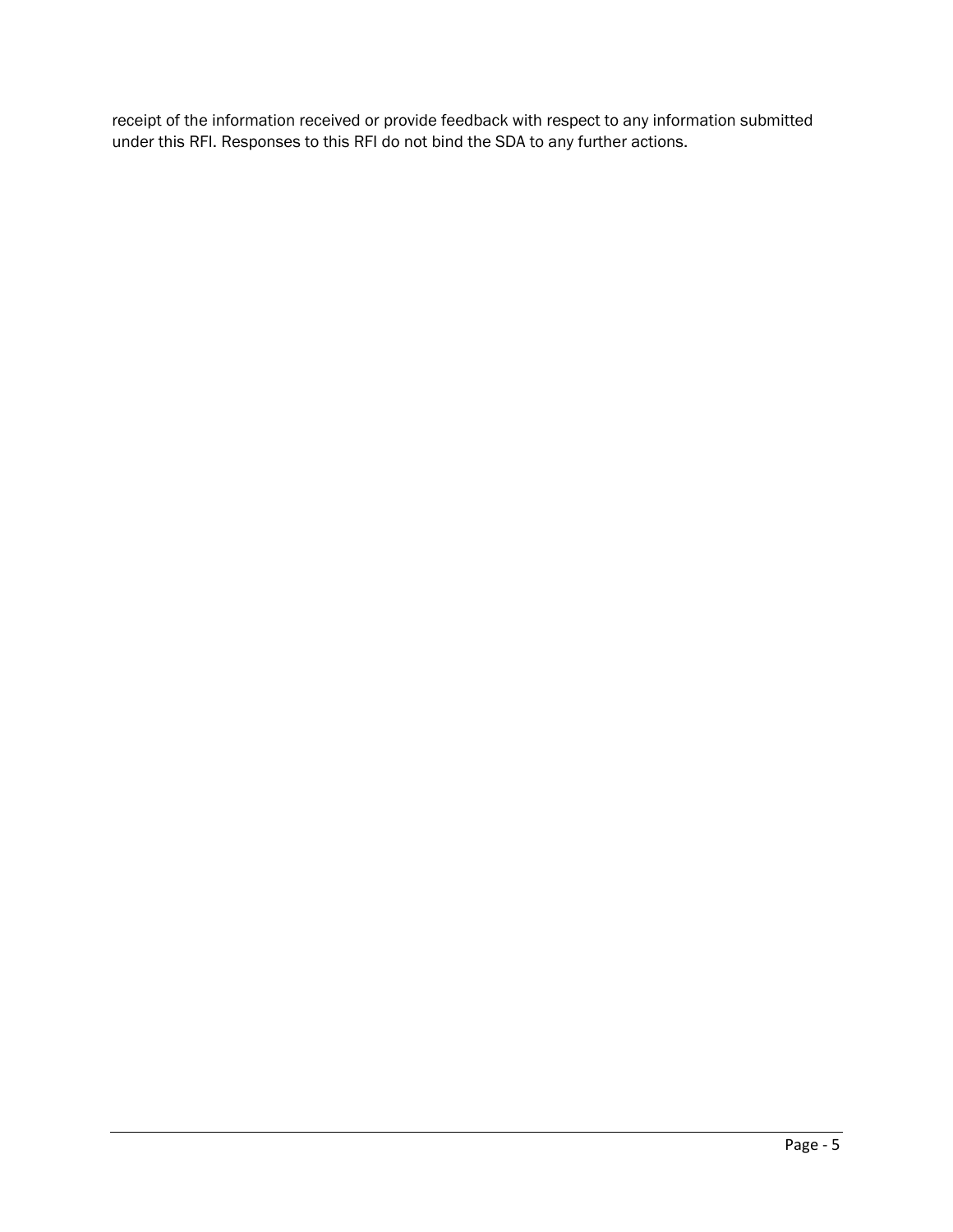receipt of the information received or provide feedback with respect to any information submitted under this RFI. Responses to this RFI do not bind the SDA to any further actions.